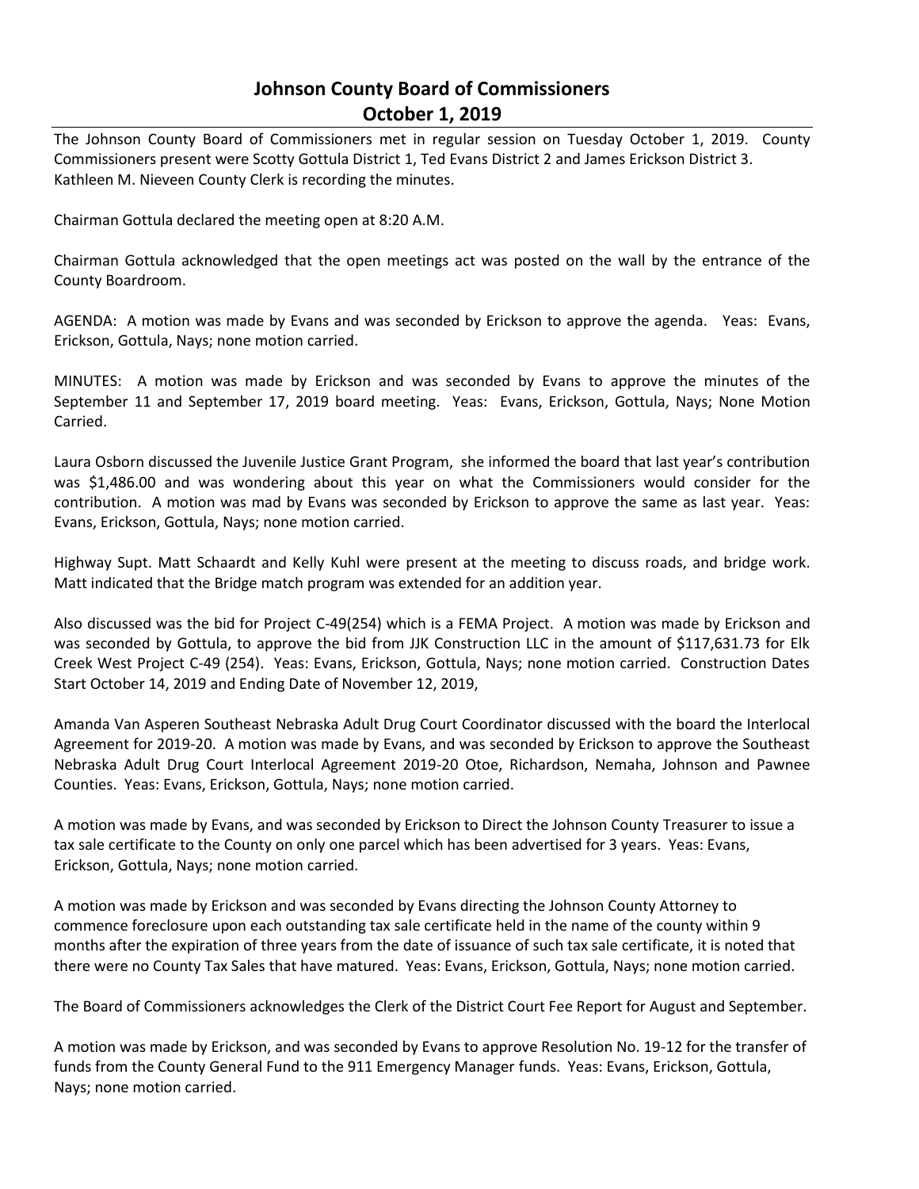# Johnson County Board of Commissioners
## October 1, 2019

The Johnson County Board of Commissioners met in regular session on Tuesday October 1, 2019. County Commissioners present were Scotty Gottula District 1, Ted Evans District 2 and James Erickson District 3. Kathleen M. Nieveen County Clerk is recording the minutes.

Chairman Gottula declared the meeting open at 8:20 A.M.

Chairman Gottula acknowledged that the open meetings act was posted on the wall by the entrance of the County Boardroom.

AGENDA: A motion was made by Evans and was seconded by Erickson to approve the agenda. Yeas: Evans, Erickson, Gottula, Nays; none motion carried.

MINUTES: A motion was made by Erickson and was seconded by Evans to approve the minutes of the September 11 and September 17, 2019 board meeting. Yeas: Evans, Erickson, Gottula, Nays; None Motion Carried.

Laura Osborn discussed the Juvenile Justice Grant Program, she informed the board that last year's contribution was $1,486.00 and was wondering about this year on what the Commissioners would consider for the contribution. A motion was mad by Evans was seconded by Erickson to approve the same as last year. Yeas: Evans, Erickson, Gottula, Nays; none motion carried.

Highway Supt. Matt Schaardt and Kelly Kuhl were present at the meeting to discuss roads, and bridge work. Matt indicated that the Bridge match program was extended for an addition year.

Also discussed was the bid for Project C-49(254) which is a FEMA Project. A motion was made by Erickson and was seconded by Gottula, to approve the bid from JJK Construction LLC in the amount of $117,631.73 for Elk Creek West Project C-49 (254). Yeas: Evans, Erickson, Gottula, Nays; none motion carried. Construction Dates Start October 14, 2019 and Ending Date of November 12, 2019,

Amanda Van Asperen Southeast Nebraska Adult Drug Court Coordinator discussed with the board the Interlocal Agreement for 2019-20. A motion was made by Evans, and was seconded by Erickson to approve the Southeast Nebraska Adult Drug Court Interlocal Agreement 2019-20 Otoe, Richardson, Nemaha, Johnson and Pawnee Counties. Yeas: Evans, Erickson, Gottula, Nays; none motion carried.

A motion was made by Evans, and was seconded by Erickson to Direct the Johnson County Treasurer to issue a tax sale certificate to the County on only one parcel which has been advertised for 3 years. Yeas: Evans, Erickson, Gottula, Nays; none motion carried.

A motion was made by Erickson and was seconded by Evans directing the Johnson County Attorney to commence foreclosure upon each outstanding tax sale certificate held in the name of the county within 9 months after the expiration of three years from the date of issuance of such tax sale certificate, it is noted that there were no County Tax Sales that have matured. Yeas: Evans, Erickson, Gottula, Nays; none motion carried.

The Board of Commissioners acknowledges the Clerk of the District Court Fee Report for August and September.

A motion was made by Erickson, and was seconded by Evans to approve Resolution No. 19-12 for the transfer of funds from the County General Fund to the 911 Emergency Manager funds. Yeas: Evans, Erickson, Gottula, Nays; none motion carried.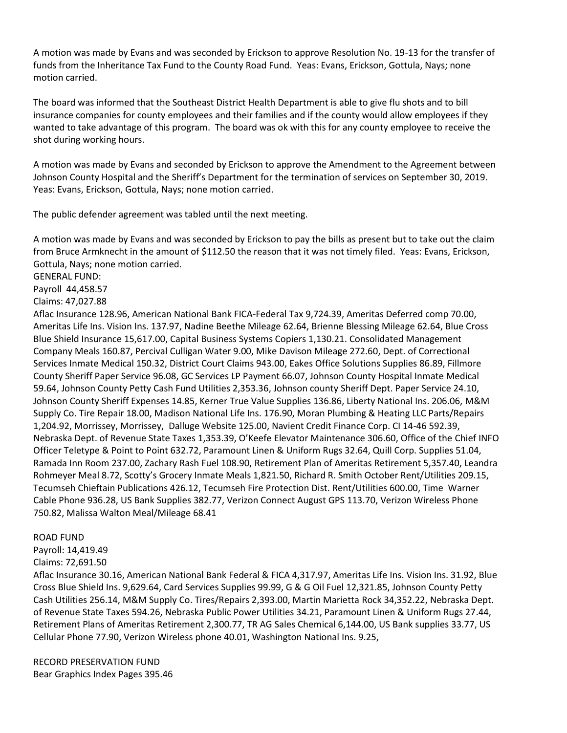A motion was made by Evans and was seconded by Erickson to approve Resolution No. 19-13 for the transfer of funds from the Inheritance Tax Fund to the County Road Fund. Yeas: Evans, Erickson, Gottula, Nays; none motion carried.

The board was informed that the Southeast District Health Department is able to give flu shots and to bill insurance companies for county employees and their families and if the county would allow employees if they wanted to take advantage of this program. The board was ok with this for any county employee to receive the shot during working hours.

A motion was made by Evans and seconded by Erickson to approve the Amendment to the Agreement between Johnson County Hospital and the Sheriff's Department for the termination of services on September 30, 2019. Yeas: Evans, Erickson, Gottula, Nays; none motion carried.

The public defender agreement was tabled until the next meeting.

A motion was made by Evans and was seconded by Erickson to pay the bills as present but to take out the claim from Bruce Armknecht in the amount of $112.50 the reason that it was not timely filed. Yeas: Evans, Erickson, Gottula, Nays; none motion carried.

GENERAL FUND:
Payroll 44,458.57
Claims: 47,027.88
Aflac Insurance 128.96, American National Bank FICA-Federal Tax 9,724.39, Ameritas Deferred comp 70.00, Ameritas Life Ins. Vision Ins. 137.97, Nadine Beethe Mileage 62.64, Brienne Blessing Mileage 62.64, Blue Cross Blue Shield Insurance 15,617.00, Capital Business Systems Copiers 1,130.21. Consolidated Management Company Meals 160.87, Percival Culligan Water 9.00, Mike Davison Mileage 272.60, Dept. of Correctional Services Inmate Medical 150.32, District Court Claims 943.00, Eakes Office Solutions Supplies 86.89, Fillmore County Sheriff Paper Service 96.08, GC Services LP Payment 66.07, Johnson County Hospital Inmate Medical 59.64, Johnson County Petty Cash Fund Utilities 2,353.36, Johnson county Sheriff Dept. Paper Service 24.10, Johnson County Sheriff Expenses 14.85, Kerner True Value Supplies 136.86, Liberty National Ins. 206.06, M&M Supply Co. Tire Repair 18.00, Madison National Life Ins. 176.90, Moran Plumbing & Heating LLC Parts/Repairs 1,204.92, Morrissey, Morrissey, Dalluge Website 125.00, Navient Credit Finance Corp. CI 14-46 592.39, Nebraska Dept. of Revenue State Taxes 1,353.39, O'Keefe Elevator Maintenance 306.60, Office of the Chief INFO Officer Teletype & Point to Point 632.72, Paramount Linen & Uniform Rugs 32.64, Quill Corp. Supplies 51.04, Ramada Inn Room 237.00, Zachary Rash Fuel 108.90, Retirement Plan of Ameritas Retirement 5,357.40, Leandra Rohmeyer Meal 8.72, Scotty's Grocery Inmate Meals 1,821.50, Richard R. Smith October Rent/Utilities 209.15, Tecumseh Chieftain Publications 426.12, Tecumseh Fire Protection Dist. Rent/Utilities 600.00, Time Warner Cable Phone 936.28, US Bank Supplies 382.77, Verizon Connect August GPS 113.70, Verizon Wireless Phone 750.82, Malissa Walton Meal/Mileage 68.41

ROAD FUND
Payroll: 14,419.49
Claims: 72,691.50
Aflac Insurance 30.16, American National Bank Federal & FICA 4,317.97, Ameritas Life Ins. Vision Ins. 31.92, Blue Cross Blue Shield Ins. 9,629.64, Card Services Supplies 99.99, G & G Oil Fuel 12,321.85, Johnson County Petty Cash Utilities 256.14, M&M Supply Co. Tires/Repairs 2,393.00, Martin Marietta Rock 34,352.22, Nebraska Dept. of Revenue State Taxes 594.26, Nebraska Public Power Utilities 34.21, Paramount Linen & Uniform Rugs 27.44, Retirement Plans of Ameritas Retirement 2,300.77, TR AG Sales Chemical 6,144.00, US Bank supplies 33.77, US Cellular Phone 77.90, Verizon Wireless phone 40.01, Washington National Ins. 9.25,

RECORD PRESERVATION FUND
Bear Graphics Index Pages 395.46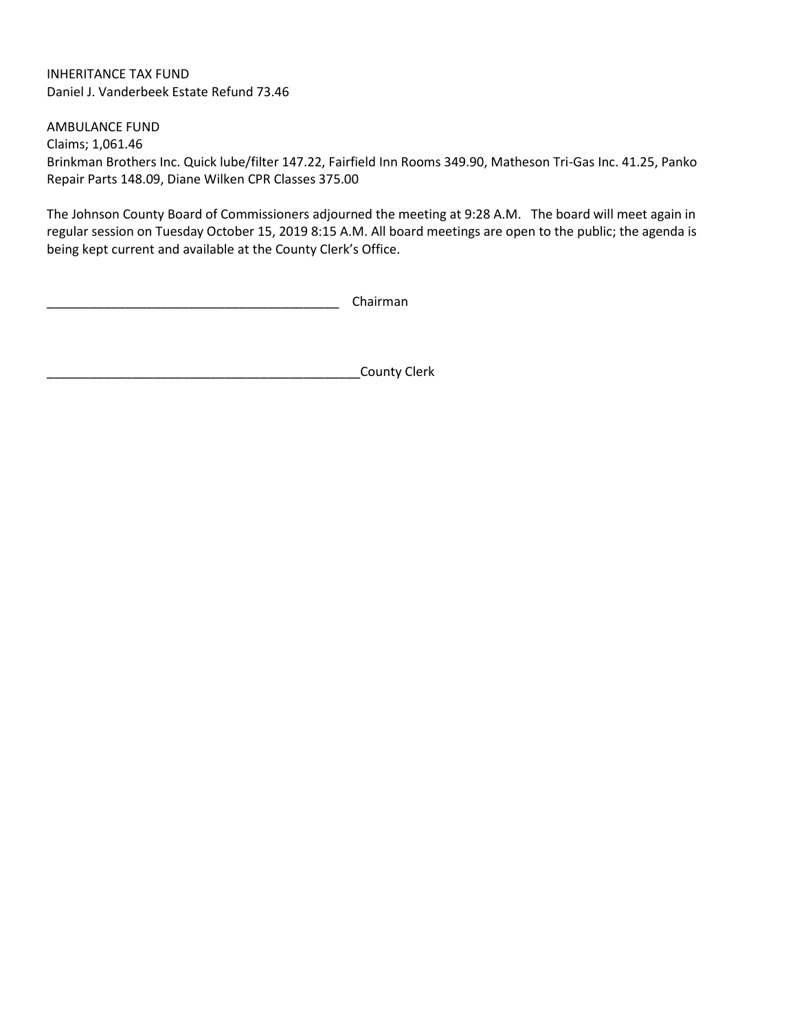INHERITANCE TAX FUND
Daniel J. Vanderbeek Estate Refund 73.46

AMBULANCE FUND
Claims; 1,061.46
Brinkman Brothers Inc. Quick lube/filter 147.22, Fairfield Inn Rooms 349.90, Matheson Tri-Gas Inc. 41.25, Panko Repair Parts 148.09, Diane Wilken CPR Classes 375.00

The Johnson County Board of Commissioners adjourned the meeting at 9:28 A.M. The board will meet again in regular session on Tuesday October 15, 2019 8:15 A.M. All board meetings are open to the public; the agenda is being kept current and available at the County Clerk's Office.

\_\_\_\_\_\_\_\_\_\_\_\_\_\_\_\_\_\_\_\_\_\_\_\_\_\_\_\_\_\_\_\_\_\_\_\_\_\_\_\_\_\_ Chairman

\_\_\_\_\_\_\_\_\_\_\_\_\_\_\_\_\_\_\_\_\_\_\_\_\_\_\_\_\_\_\_\_\_\_\_\_\_\_\_\_\_\_\_\_\_County Clerk